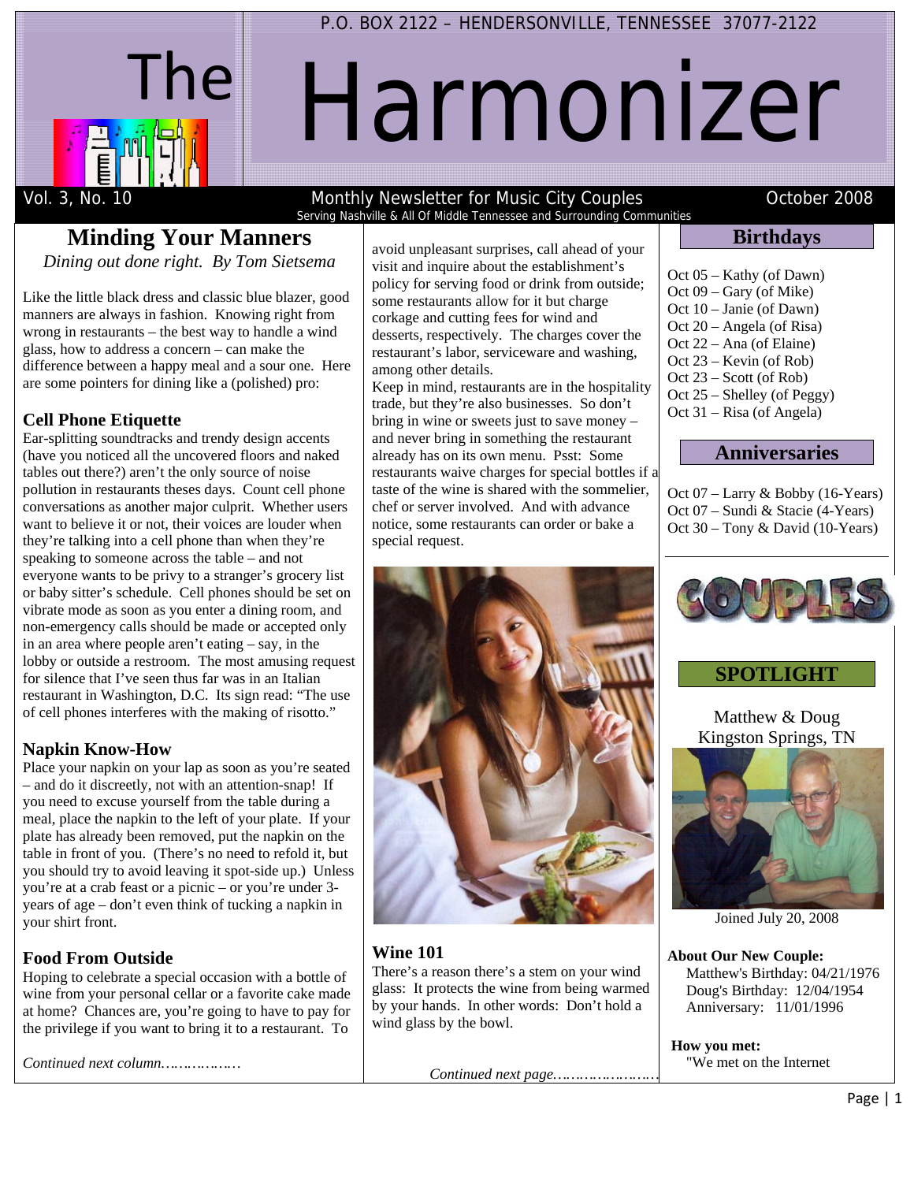P.O. BOX 2122 – HENDERSONVILLE, TENNESSEE 37077-2122

# The Harmonizer

Vol. 3, No. 10 — Monthly Newsletter for Music City Couples — October 2008

Serving Nashville & All Of Middle Tennessee and Surrounding Communities

## Minding Your Manners

*Dining out done right. By Tom Sietsema*

Like the little black dress and classic blue blazer, good manners are always in fashion. Knowing right from wrong in restaurants – the best way to handle a wind glass, how to address a concern – can make the difference between a happy meal and a sour one. Here are some pointers for dining like a (polished) pro:

### Cell Phone Etiquette

Ear-splitting soundtracks and trendy design accents (have you noticed all the uncovered floors and naked tables out there?) aren't the only source of noise pollution in restaurants theses days. Count cell phone conversations as another major culprit. Whether users want to believe it or not, their voices are louder when they're talking into a cell phone than when they're speaking to someone across the table – and not everyone wants to be privy to a stranger's grocery list or baby sitter's schedule. Cell phones should be set on vibrate mode as soon as you enter a dining room, and non-emergency calls should be made or accepted only in an area where people aren't eating – say, in the lobby or outside a restroom. The most amusing request for silence that I've seen thus far was in an Italian restaurant in Washington, D.C. Its sign read: "The use of cell phones interferes with the making of risotto."

### Napkin Know-How

Place your napkin on your lap as soon as you're seated – and do it discreetly, not with an attention-snap! If you need to excuse yourself from the table during a meal, place the napkin to the left of your plate. If your plate has already been removed, put the napkin on the table in front of you. (There's no need to refold it, but you should try to avoid leaving it spot-side up.) Unless you're at a crab feast or a picnic – or you're under 3-years of age – don't even think of tucking a napkin in your shirt front.

### Food From Outside

Hoping to celebrate a special occasion with a bottle of wine from your personal cellar or a favorite cake made at home? Chances are, you're going to have to pay for the privilege if you want to bring it to a restaurant. To avoid unpleasant surprises, call ahead of your visit and inquire about the establishment's policy for serving food or drink from outside; some restaurants allow for it but charge corkage and cutting fees for wind and desserts, respectively. The charges cover the restaurant's labor, serviceware and washing, among other details.

Keep in mind, restaurants are in the hospitality trade, but they're also businesses. So don't bring in wine or sweets just to save money – and never bring in something the restaurant already has on its own menu. Psst: Some restaurants waive charges for special bottles if a taste of the wine is shared with the sommelier, chef or server involved. And with advance notice, some restaurants can order or bake a special request.

### Wine 101

There's a reason there's a stem on your wind glass: It protects the wine from being warmed by your hands. In other words: Don't hold a wind glass by the bowl.

*Continued next page……………………*

## Birthdays

Oct 05 – Kathy (of Dawn)
Oct 09 – Gary (of Mike)
Oct 10 – Janie (of Dawn)
Oct 20 – Angela (of Risa)
Oct 22 – Ana (of Elaine)
Oct 23 – Kevin (of Rob)
Oct 23 – Scott (of Rob)
Oct 25 – Shelley (of Peggy)
Oct 31 – Risa (of Angela)

## Anniversaries

Oct 07 – Larry & Bobby (16-Years)
Oct 07 – Sundi & Stacie (4-Years)
Oct 30 – Tony & David (10-Years)

## COUPLES SPOTLIGHT

Matthew & Doug
Kingston Springs, TN

Joined July 20, 2008

**About Our New Couple:**
Matthew's Birthday: 04/21/1976
Doug's Birthday: 12/04/1954
Anniversary: 11/01/1996

**How you met:**
"We met on the Internet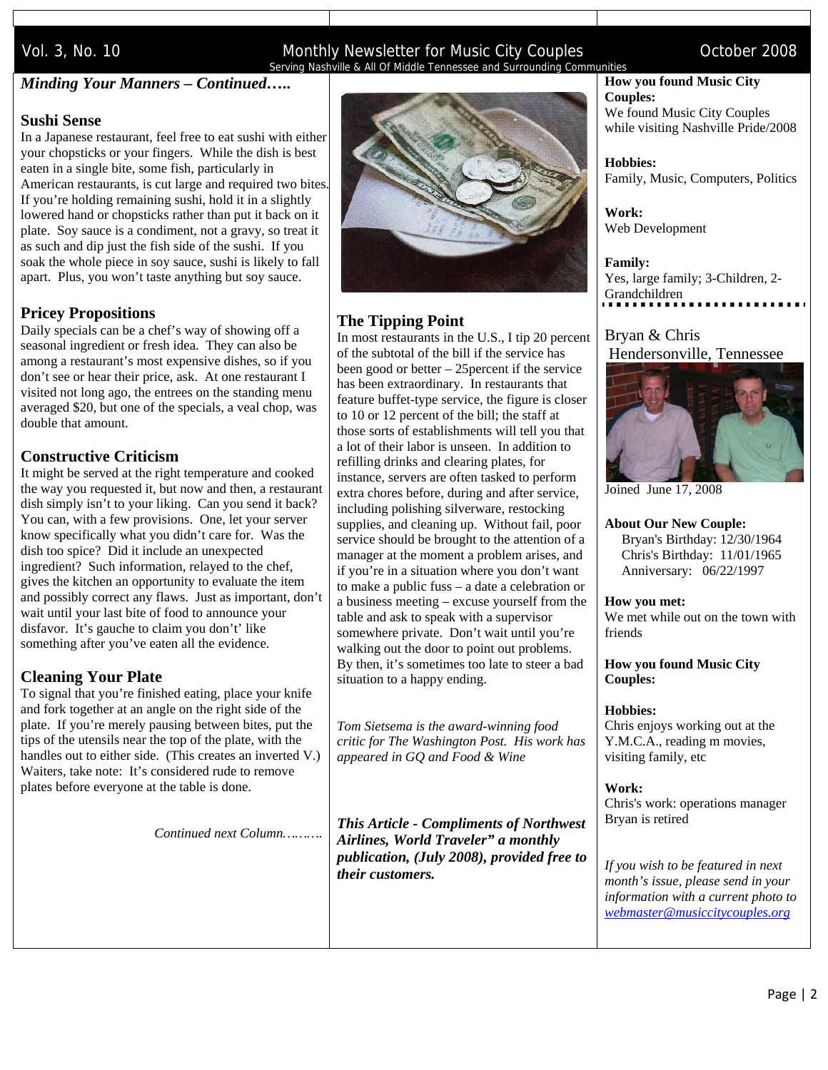Vol. 3, No. 10 — Monthly Newsletter for Music City Couples — October 2008

Serving Nashville & All Of Middle Tennessee and Surrounding Communities

## *Minding Your Manners – Continued…..*

### Sushi Sense

In a Japanese restaurant, feel free to eat sushi with either your chopsticks or your fingers. While the dish is best eaten in a single bite, some fish, particularly in American restaurants, is cut large and required two bites. If you're holding remaining sushi, hold it in a slightly lowered hand or chopsticks rather than put it back on it plate. Soy sauce is a condiment, not a gravy, so treat it as such and dip just the fish side of the sushi. If you soak the whole piece in soy sauce, sushi is likely to fall apart. Plus, you won't taste anything but soy sauce.

### Pricey Propositions

Daily specials can be a chef's way of showing off a seasonal ingredient or fresh idea. They can also be among a restaurant's most expensive dishes, so if you don't see or hear their price, ask. At one restaurant I visited not long ago, the entrees on the standing menu averaged $20, but one of the specials, a veal chop, was double that amount.

### Constructive Criticism

It might be served at the right temperature and cooked the way you requested it, but now and then, a restaurant dish simply isn't to your liking. Can you send it back? You can, with a few provisions. One, let your server know specifically what you didn't care for. Was the dish too spice? Did it include an unexpected ingredient? Such information, relayed to the chef, gives the kitchen an opportunity to evaluate the item and possibly correct any flaws. Just as important, don't wait until your last bite of food to announce your disfavor. It's gauche to claim you don't' like something after you've eaten all the evidence.

### Cleaning Your Plate

To signal that you're finished eating, place your knife and fork together at an angle on the right side of the plate. If you're merely pausing between bites, put the tips of the utensils near the top of the plate, with the handles out to either side. (This creates an inverted V.) Waiters, take note: It's considered rude to remove plates before everyone at the table is done.

*Continued next Column……….*

### The Tipping Point

In most restaurants in the U.S., I tip 20 percent of the subtotal of the bill if the service has been good or better – 25percent if the service has been extraordinary. In restaurants that feature buffet-type service, the figure is closer to 10 or 12 percent of the bill; the staff at those sorts of establishments will tell you that a lot of their labor is unseen. In addition to refilling drinks and clearing plates, for instance, servers are often tasked to perform extra chores before, during and after service, including polishing silverware, restocking supplies, and cleaning up. Without fail, poor service should be brought to the attention of a manager at the moment a problem arises, and if you're in a situation where you don't want to make a public fuss – a date a celebration or a business meeting – excuse yourself from the table and ask to speak with a supervisor somewhere private. Don't wait until you're walking out the door to point out problems. By then, it's sometimes too late to steer a bad situation to a happy ending.

*Tom Sietsema is the award-winning food critic for The Washington Post. His work has appeared in GQ and Food & Wine*

***This Article - Compliments of Northwest Airlines, World Traveler" a monthly publication, (July 2008), provided free to their customers.***

**How you found Music City Couples:**
We found Music City Couples while visiting Nashville Pride/2008

**Hobbies:**
Family, Music, Computers, Politics

**Work:**
Web Development

**Family:**
Yes, large family; 3-Children, 2-Grandchildren

Bryan & Chris
Hendersonville, Tennessee

Joined June 17, 2008

**About Our New Couple:**
Bryan's Birthday: 12/30/1964
Chris's Birthday: 11/01/1965
Anniversary: 06/22/1997

**How you met:**
We met while out on the town with friends

**How you found Music City Couples:**

**Hobbies:**
Chris enjoys working out at the Y.M.C.A., reading m movies, visiting family, etc

**Work:**
Chris's work: operations manager
Bryan is retired

*If you wish to be featured in next month's issue, please send in your information with a current photo to webmaster@musiccitycouples.org*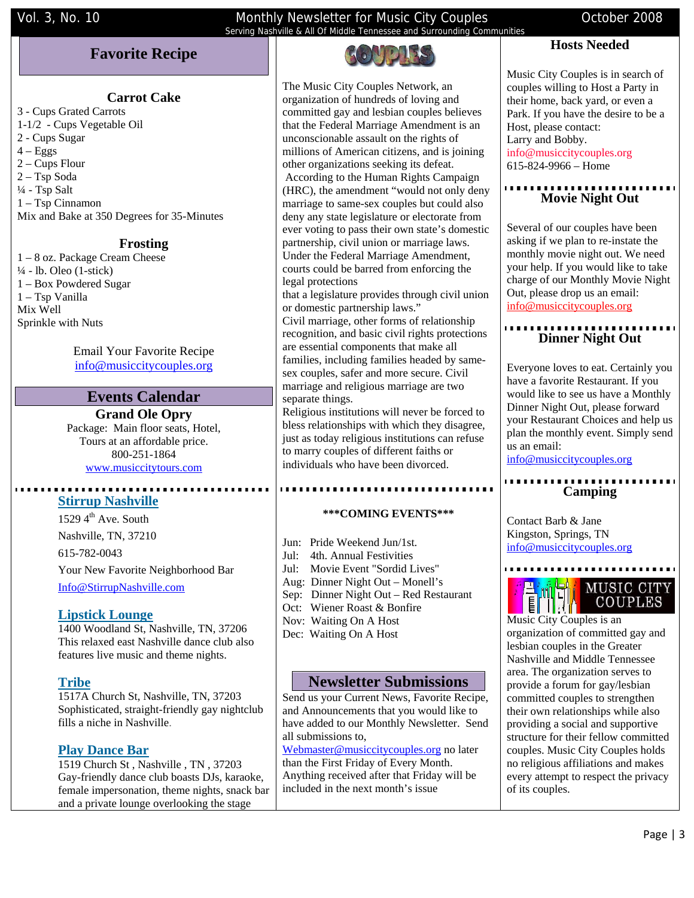## Favorite Recipe

### Carrot Cake

3 - Cups Grated Carrots
1-1/2 - Cups Vegetable Oil
2 - Cups Sugar
4 – Eggs
2 – Cups Flour
2 – Tsp Soda
¼ - Tsp Salt
1 – Tsp Cinnamon
Mix and Bake at 350 Degrees for 35-Minutes

### Frosting

1 – 8 oz. Package Cream Cheese
¼ - lb. Oleo (1-stick)
1 – Box Powdered Sugar
1 – Tsp Vanilla
Mix Well
Sprinkle with Nuts

Email Your Favorite Recipe
info@musiccitycouples.org

## Events Calendar

### Grand Ole Opry

Package: Main floor seats, Hotel, Tours at an affordable price.
800-251-1864
www.musiccitytours.com

### Stirrup Nashville

1529 4th Ave. South
Nashville, TN, 37210
615-782-0043
Your New Favorite Neighborhood Bar
Info@StirrupNashville.com

### Lipstick Lounge

1400 Woodland St, Nashville, TN, 37206
This relaxed east Nashville dance club also features live music and theme nights.

### Tribe

1517A Church St, Nashville, TN, 37203
Sophisticated, straight-friendly gay nightclub fills a niche in Nashville.

### Play Dance Bar

1519 Church St , Nashville , TN , 37203
Gay-friendly dance club boasts DJs, karaoke, female impersonation, theme nights, snack bar and a private lounge overlooking the stage

## COUPLES

The Music City Couples Network, an organization of hundreds of loving and committed gay and lesbian couples believes that the Federal Marriage Amendment is an unconscionable assault on the rights of millions of American citizens, and is joining other organizations seeking its defeat.
According to the Human Rights Campaign (HRC), the amendment "would not only deny marriage to same-sex couples but could also deny any state legislature or electorate from ever voting to pass their own state's domestic partnership, civil union or marriage laws. Under the Federal Marriage Amendment, courts could be barred from enforcing the legal protections that a legislature provides through civil union or domestic partnership laws."
Civil marriage, other forms of relationship recognition, and basic civil rights protections are essential components that make all families, including families headed by same-sex couples, safer and more secure. Civil marriage and religious marriage are two separate things.
Religious institutions will never be forced to bless relationships with which they disagree, just as today religious institutions can refuse to marry couples of different faiths or individuals who have been divorced.

**\*\*\*COMING EVENTS\*\*\***

Jun: Pride Weekend Jun/1st.
Jul: 4th. Annual Festivities
Jul: Movie Event "Sordid Lives"
Aug: Dinner Night Out – Monell's
Sep: Dinner Night Out – Red Restaurant
Oct: Wiener Roast & Bonfire
Nov: Waiting On A Host
Dec: Waiting On A Host

## Newsletter Submissions

Send us your Current News, Favorite Recipe, and Announcements that you would like to have added to our Monthly Newsletter. Send all submissions to, Webmaster@musiccitycouples.org no later than the First Friday of Every Month. Anything received after that Friday will be included in the next month's issue

## Hosts Needed

Music City Couples is in search of couples willing to Host a Party in their home, back yard, or even a Park. If you have the desire to be a Host, please contact:
Larry and Bobby.
info@musiccitycouples.org
615-824-9966 – Home

## Movie Night Out

Several of our couples have been asking if we plan to re-instate the monthly movie night out. We need your help. If you would like to take charge of our Monthly Movie Night Out, please drop us an email:
info@musiccitycouples.org

## Dinner Night Out

Everyone loves to eat. Certainly you have a favorite Restaurant. If you would like to see us have a Monthly Dinner Night Out, please forward your Restaurant Choices and help us plan the monthly event. Simply send us an email:
info@musiccitycouples.org

## Camping

Contact Barb & Jane
Kingston, Springs, TN
info@musiccitycouples.org

MUSIC CITY COUPLES

Music City Couples is an organization of committed gay and lesbian couples in the Greater Nashville and Middle Tennessee area. The organization serves to provide a forum for gay/lesbian committed couples to strengthen their own relationships while also providing a social and supportive structure for their fellow committed couples. Music City Couples holds no religious affiliations and makes every attempt to respect the privacy of its couples.